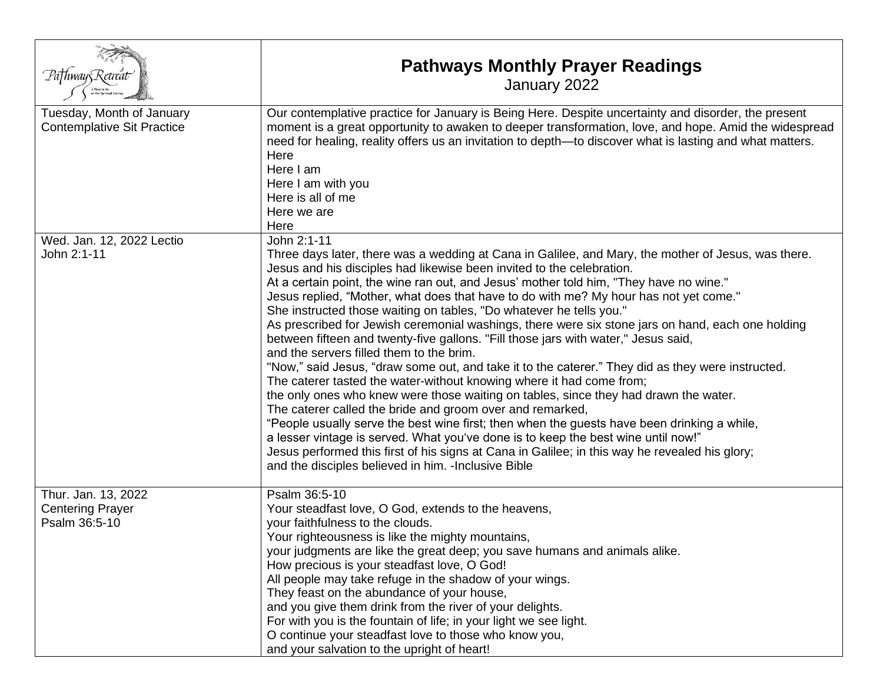| Pathways Retreat | **Pathways Monthly Prayer Readings**<br>January 2022 |
|---|---|
| Tuesday, Month of January<br>Contemplative Sit Practice | Our contemplative practice for January is Being Here. Despite uncertainty and disorder, the present moment is a great opportunity to awaken to deeper transformation, love, and hope. Amid the widespread need for healing, reality offers us an invitation to depth—to discover what is lasting and what matters.<br>Here<br>Here I am<br>Here I am with you<br>Here is all of me<br>Here we are<br>Here |
| Wed. Jan. 12, 2022 Lectio<br>John 2:1-11 | John 2:1-11<br>Three days later, there was a wedding at Cana in Galilee, and Mary, the mother of Jesus, was there. Jesus and his disciples had likewise been invited to the celebration.<br>At a certain point, the wine ran out, and Jesus' mother told him, "They have no wine."<br>Jesus replied, "Mother, what does that have to do with me? My hour has not yet come."<br>She instructed those waiting on tables, "Do whatever he tells you."<br>As prescribed for Jewish ceremonial washings, there were six stone jars on hand, each one holding between fifteen and twenty-five gallons. "Fill those jars with water," Jesus said,<br>and the servers filled them to the brim.<br>"Now," said Jesus, "draw some out, and take it to the caterer." They did as they were instructed.<br>The caterer tasted the water-without knowing where it had come from;<br>the only ones who knew were those waiting on tables, since they had drawn the water.<br>The caterer called the bride and groom over and remarked,<br>"People usually serve the best wine first; then when the guests have been drinking a while,<br>a lesser vintage is served. What you've done is to keep the best wine until now!"<br>Jesus performed this first of his signs at Cana in Galilee; in this way he revealed his glory;<br>and the disciples believed in him. -Inclusive Bible |
| Thur. Jan. 13, 2022<br>Centering Prayer<br>Psalm 36:5-10 | Psalm 36:5-10<br>Your steadfast love, O God, extends to the heavens,<br>your faithfulness to the clouds.<br>Your righteousness is like the mighty mountains,<br>your judgments are like the great deep; you save humans and animals alike.<br>How precious is your steadfast love, O God!<br>All people may take refuge in the shadow of your wings.<br>They feast on the abundance of your house,<br>and you give them drink from the river of your delights.<br>For with you is the fountain of life; in your light we see light.<br>O continue your steadfast love to those who know you,<br>and your salvation to the upright of heart! |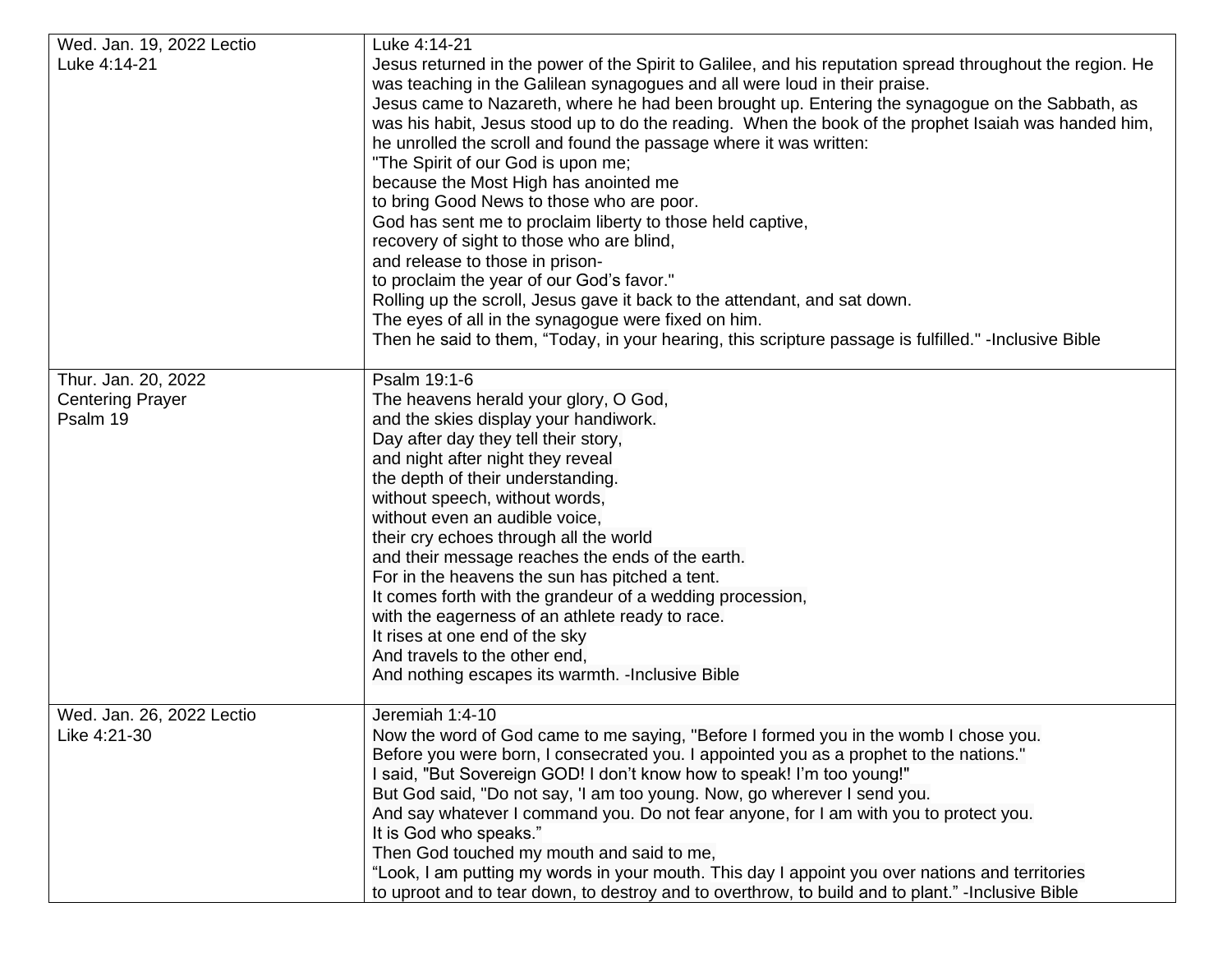| Wed. Jan. 19, 2022 Lectio<br>Luke 4:14-21 | Luke 4:14-21<br>Jesus returned in the power of the Spirit to Galilee, and his reputation spread throughout the region. He was teaching in the Galilean synagogues and all were loud in their praise.<br>Jesus came to Nazareth, where he had been brought up. Entering the synagogue on the Sabbath, as was his habit, Jesus stood up to do the reading. When the book of the prophet Isaiah was handed him, he unrolled the scroll and found the passage where it was written:<br>"The Spirit of our God is upon me;<br>because the Most High has anointed me<br>to bring Good News to those who are poor.<br>God has sent me to proclaim liberty to those held captive,<br>recovery of sight to those who are blind,<br>and release to those in prison-<br>to proclaim the year of our God's favor."<br>Rolling up the scroll, Jesus gave it back to the attendant, and sat down.<br>The eyes of all in the synagogue were fixed on him.<br>Then he said to them, "Today, in your hearing, this scripture passage is fulfilled." -Inclusive Bible |
|---|---|
| Thur. Jan. 20, 2022<br>Centering Prayer<br>Psalm 19 | Psalm 19:1-6<br>The heavens herald your glory, O God,<br>and the skies display your handiwork.<br>Day after day they tell their story,<br>and night after night they reveal<br>the depth of their understanding.<br>without speech, without words,<br>without even an audible voice,<br>their cry echoes through all the world<br>and their message reaches the ends of the earth.<br>For in the heavens the sun has pitched a tent.<br>It comes forth with the grandeur of a wedding procession,<br>with the eagerness of an athlete ready to race.<br>It rises at one end of the sky<br>And travels to the other end,<br>And nothing escapes its warmth. -Inclusive Bible |
| Wed. Jan. 26, 2022 Lectio<br>Like 4:21-30 | Jeremiah 1:4-10<br>Now the word of God came to me saying, "Before I formed you in the womb I chose you.<br>Before you were born, I consecrated you. I appointed you as a prophet to the nations."<br>I said, "But Sovereign GOD! I don't know how to speak! I'm too young!"<br>But God said, "Do not say, 'I am too young. Now, go wherever I send you.<br>And say whatever I command you. Do not fear anyone, for I am with you to protect you.<br>It is God who speaks."<br>Then God touched my mouth and said to me,<br>"Look, I am putting my words in your mouth. This day I appoint you over nations and territories<br>to uproot and to tear down, to destroy and to overthrow, to build and to plant." -Inclusive Bible |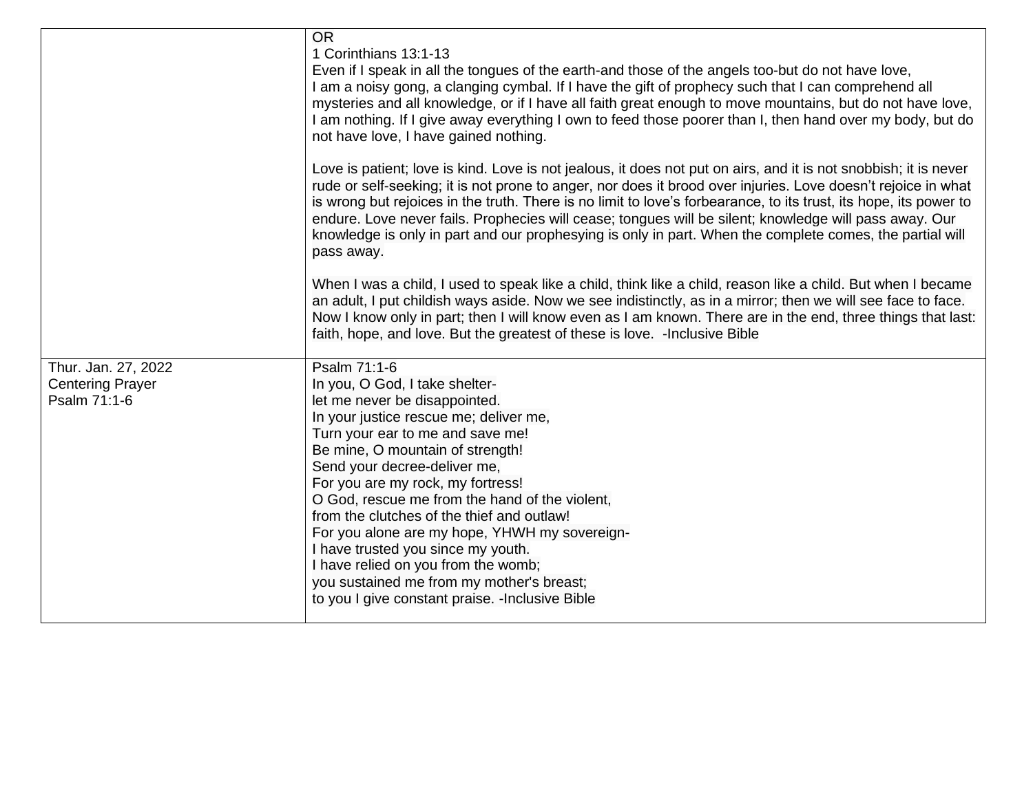| | |
|---|---|
| | OR<br>1 Corinthians 13:1-13<br>Even if I speak in all the tongues of the earth-and those of the angels too-but do not have love,<br>I am a noisy gong, a clanging cymbal. If I have the gift of prophecy such that I can comprehend all mysteries and all knowledge, or if I have all faith great enough to move mountains, but do not have love, I am nothing. If I give away everything I own to feed those poorer than I, then hand over my body, but do not have love, I have gained nothing.<br><br>Love is patient; love is kind. Love is not jealous, it does not put on airs, and it is not snobbish; it is never rude or self-seeking; it is not prone to anger, nor does it brood over injuries. Love doesn't rejoice in what is wrong but rejoices in the truth. There is no limit to love's forbearance, to its trust, its hope, its power to endure. Love never fails. Prophecies will cease; tongues will be silent; knowledge will pass away. Our knowledge is only in part and our prophesying is only in part. When the complete comes, the partial will pass away.<br><br>When I was a child, I used to speak like a child, think like a child, reason like a child. But when I became an adult, I put childish ways aside. Now we see indistinctly, as in a mirror; then we will see face to face. Now I know only in part; then I will know even as I am known. There are in the end, three things that last: faith, hope, and love. But the greatest of these is love. -Inclusive Bible |
| Thur. Jan. 27, 2022<br>Centering Prayer<br>Psalm 71:1-6 | Psalm 71:1-6<br>In you, O God, I take shelter-<br>let me never be disappointed.<br>In your justice rescue me; deliver me,<br>Turn your ear to me and save me!<br>Be mine, O mountain of strength!<br>Send your decree-deliver me,<br>For you are my rock, my fortress!<br>O God, rescue me from the hand of the violent,<br>from the clutches of the thief and outlaw!<br>For you alone are my hope, YHWH my sovereign-<br>I have trusted you since my youth.<br>I have relied on you from the womb;<br>you sustained me from my mother's breast;<br>to you I give constant praise. -Inclusive Bible |